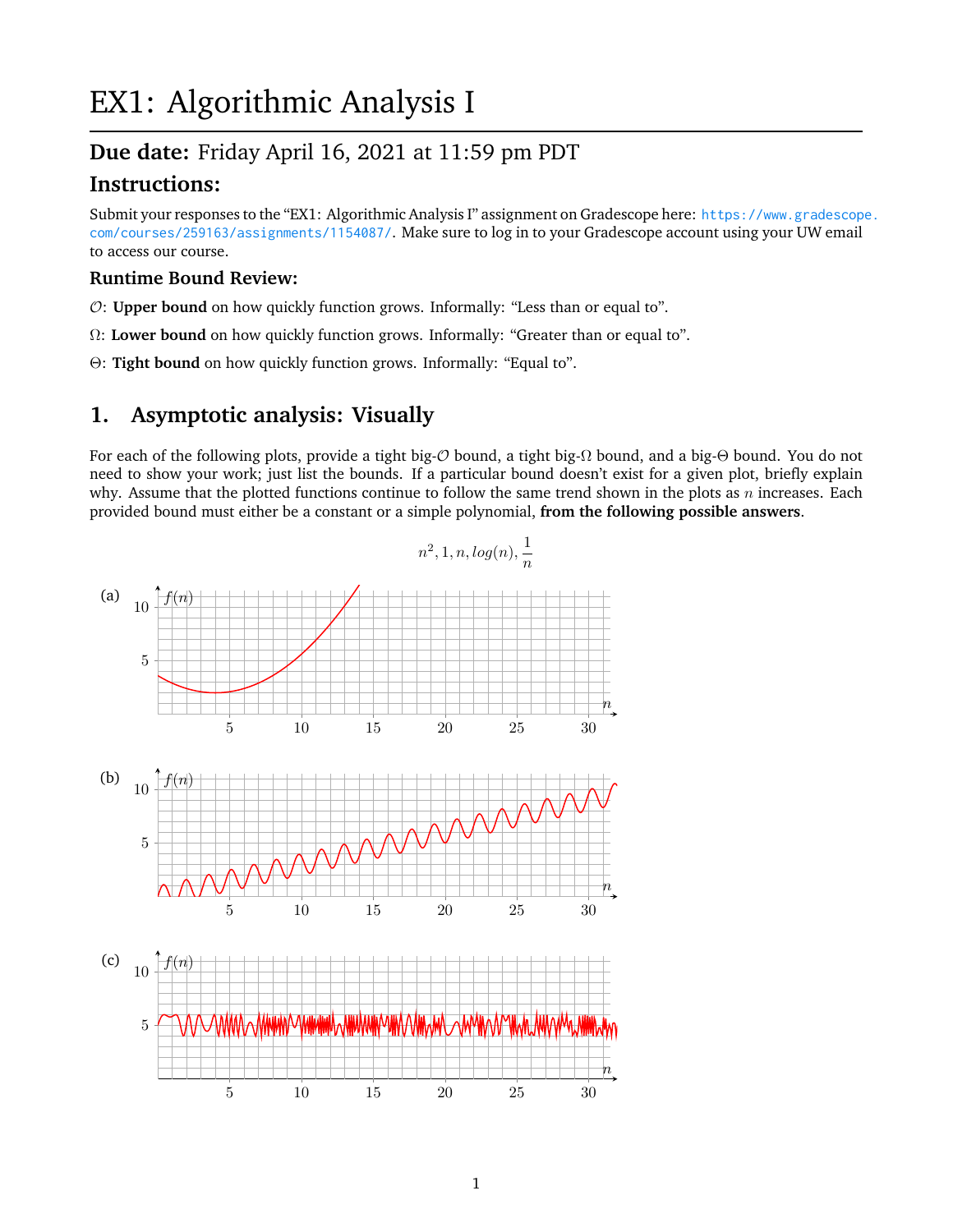# EX1: Algorithmic Analysis I

## Due date: Friday April 16, 2021 at 11:59 pm PDT

## Instructions:

Submit your responses to the "EX1: Algorithmic Analysis I" assignment on Gradescope here: https://www.gradescope.com/courses/259163/assignments/1154087/. Make sure to log in to your Gradescope account using your UW email to access our course.

### Runtime Bound Review:

$\mathcal{O}$: **Upper bound** on how quickly function grows. Informally: "Less than or equal to".

$\Omega$: **Lower bound** on how quickly function grows. Informally: "Greater than or equal to".

$\Theta$: **Tight bound** on how quickly function grows. Informally: "Equal to".

## 1. Asymptotic analysis: Visually

For each of the following plots, provide a tight big-$\mathcal{O}$ bound, a tight big-$\Omega$ bound, and a big-$\Theta$ bound. You do not need to show your work; just list the bounds. If a particular bound doesn't exist for a given plot, briefly explain why. Assume that the plotted functions continue to follow the same trend shown in the plots as $n$ increases. Each provided bound must either be a constant or a simple polynomial, **from the following possible answers**.

$$n^2, 1, n, log(n), \frac{1}{n}$$

(a)

(b)

(c)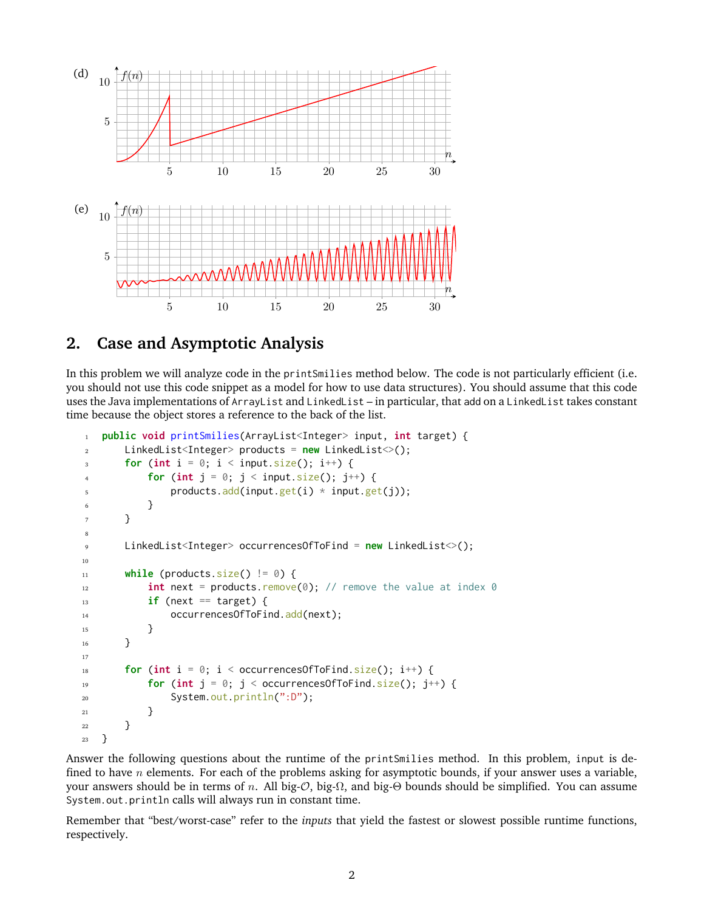(d)

(e)

## 2. Case and Asymptotic Analysis

In this problem we will analyze code in the `printSmilies` method below. The code is not particularly efficient (i.e. you should not use this code snippet as a model for how to use data structures). You should assume that this code uses the Java implementations of `ArrayList` and `LinkedList` – in particular, that add on a `LinkedList` takes constant time because the object stores a reference to the back of the list.

```java
public void printSmilies(ArrayList<Integer> input, int target) {
    LinkedList<Integer> products = new LinkedList<>();
    for (int i = 0; i < input.size(); i++) {
        for (int j = 0; j < input.size(); j++) {
            products.add(input.get(i) * input.get(j));
        }
    }

    LinkedList<Integer> occurrencesOfToFind = new LinkedList<>();

    while (products.size() != 0) {
        int next = products.remove(0); // remove the value at index 0
        if (next == target) {
            occurrencesOfToFind.add(next);
        }
    }

    for (int i = 0; i < occurrencesOfToFind.size(); i++) {
        for (int j = 0; j < occurrencesOfToFind.size(); j++) {
            System.out.println(":D");
        }
    }
}
```

Answer the following questions about the runtime of the `printSmilies` method. In this problem, `input` is defined to have $n$ elements. For each of the problems asking for asymptotic bounds, if your answer uses a variable, your answers should be in terms of $n$. All big-$\mathcal{O}$, big-$\Omega$, and big-$\Theta$ bounds should be simplified. You can assume `System.out.println` calls will always run in constant time.

Remember that "best/worst-case" refer to the *inputs* that yield the fastest or slowest possible runtime functions, respectively.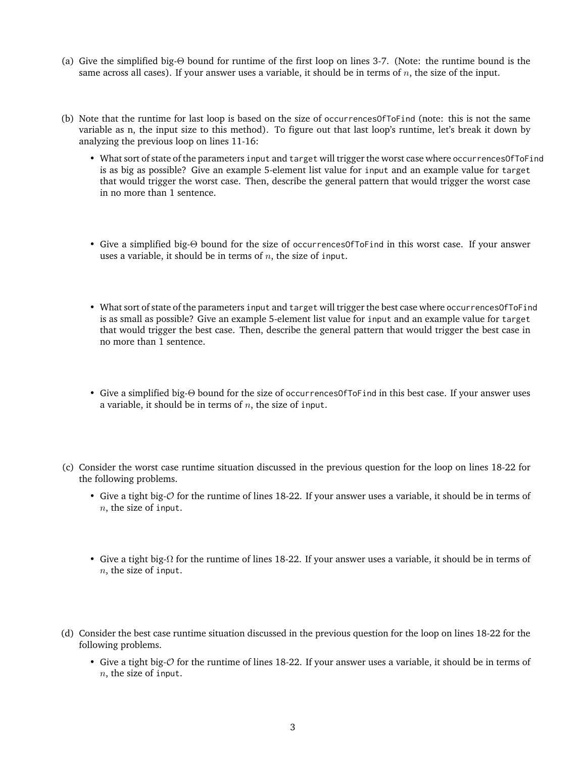(a) Give the simplified big-$\Theta$ bound for runtime of the first loop on lines 3-7. (Note: the runtime bound is the same across all cases). If your answer uses a variable, it should be in terms of $n$, the size of the input.

(b) Note that the runtime for last loop is based on the size of `occurrencesOfToFind` (note: this is not the same variable as n, the input size to this method). To figure out that last loop's runtime, let's break it down by analyzing the previous loop on lines 11-16:

- What sort of state of the parameters `input` and `target` will trigger the worst case where `occurrencesOfToFind` is as big as possible? Give an example 5-element list value for `input` and an example value for `target` that would trigger the worst case. Then, describe the general pattern that would trigger the worst case in no more than 1 sentence.

- Give a simplified big-$\Theta$ bound for the size of `occurrencesOfToFind` in this worst case. If your answer uses a variable, it should be in terms of $n$, the size of `input`.

- What sort of state of the parameters `input` and `target` will trigger the best case where `occurrencesOfToFind` is as small as possible? Give an example 5-element list value for `input` and an example value for `target` that would trigger the best case. Then, describe the general pattern that would trigger the best case in no more than 1 sentence.

- Give a simplified big-$\Theta$ bound for the size of `occurrencesOfToFind` in this best case. If your answer uses a variable, it should be in terms of $n$, the size of `input`.

(c) Consider the worst case runtime situation discussed in the previous question for the loop on lines 18-22 for the following problems.

- Give a tight big-$\mathcal{O}$ for the runtime of lines 18-22. If your answer uses a variable, it should be in terms of $n$, the size of `input`.

- Give a tight big-$\Omega$ for the runtime of lines 18-22. If your answer uses a variable, it should be in terms of $n$, the size of `input`.

(d) Consider the best case runtime situation discussed in the previous question for the loop on lines 18-22 for the following problems.

- Give a tight big-$\mathcal{O}$ for the runtime of lines 18-22. If your answer uses a variable, it should be in terms of $n$, the size of `input`.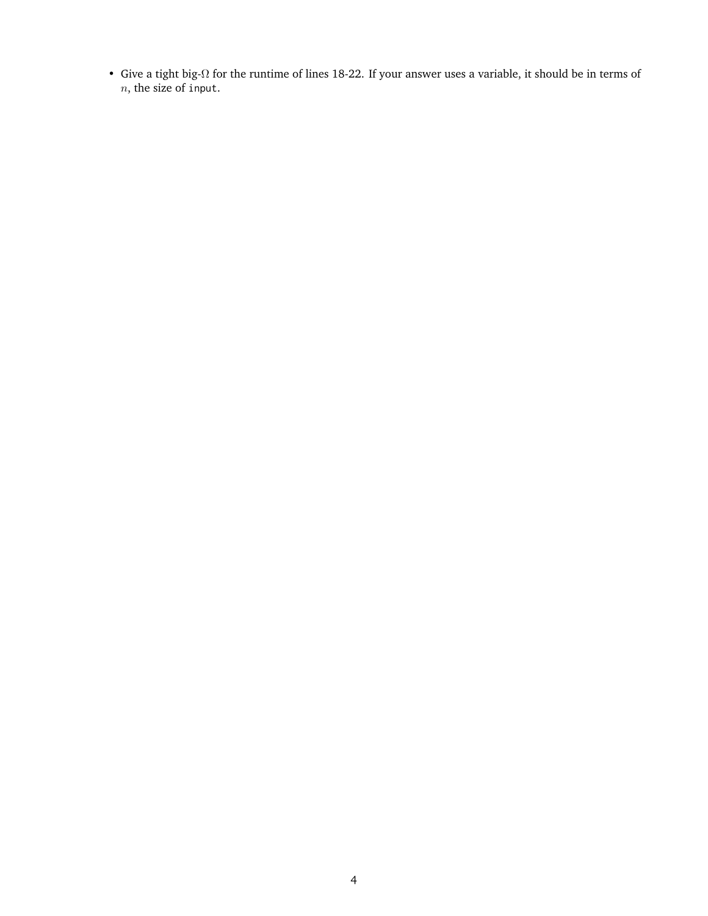- Give a tight big-$\Omega$ for the runtime of lines 18-22. If your answer uses a variable, it should be in terms of $n$, the size of `input`.